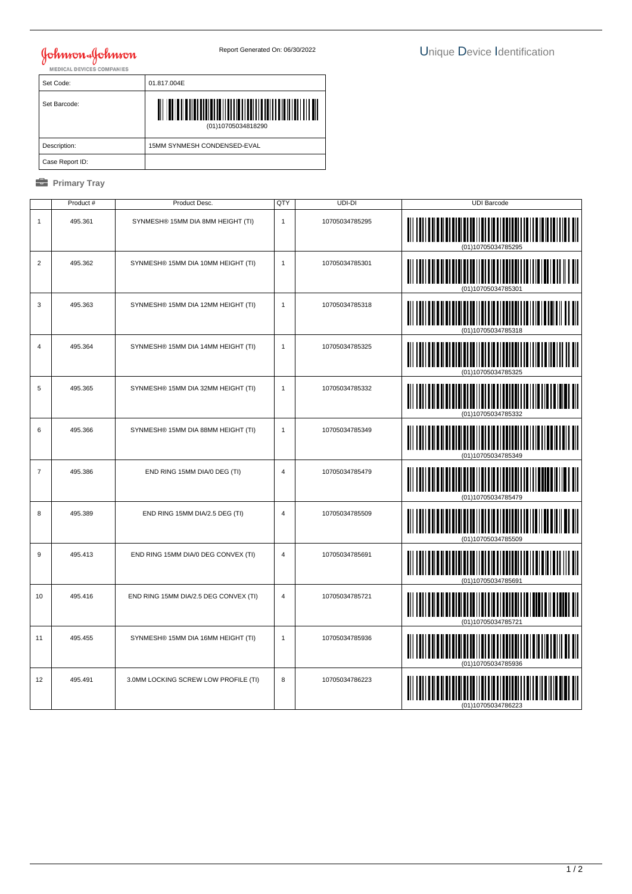Johnson & Johnson MEDICAL DEVICES COMPANIES

Report Generated On: 06/30/2022

# Unique Device Identification

| Set Code: | 01.817.004E |
|---|---|
| Set Barcode: | (01)10705034818290 |
| Description: | 15MM SYNMESH CONDENSED-EVAL |
| Case Report ID: | |

## Primary Tray

| | Product # | Product Desc. | QTY | UDI-DI | UDI Barcode |
|---|---|---|---|---|---|
| 1 | 495.361 | SYNMESH® 15MM DIA 8MM HEIGHT (TI) | 1 | 10705034785295 | (01)10705034785295 |
| 2 | 495.362 | SYNMESH® 15MM DIA 10MM HEIGHT (TI) | 1 | 10705034785301 | (01)10705034785301 |
| 3 | 495.363 | SYNMESH® 15MM DIA 12MM HEIGHT (TI) | 1 | 10705034785318 | (01)10705034785318 |
| 4 | 495.364 | SYNMESH® 15MM DIA 14MM HEIGHT (TI) | 1 | 10705034785325 | (01)10705034785325 |
| 5 | 495.365 | SYNMESH® 15MM DIA 32MM HEIGHT (TI) | 1 | 10705034785332 | (01)10705034785332 |
| 6 | 495.366 | SYNMESH® 15MM DIA 88MM HEIGHT (TI) | 1 | 10705034785349 | (01)10705034785349 |
| 7 | 495.386 | END RING 15MM DIA/0 DEG (TI) | 4 | 10705034785479 | (01)10705034785479 |
| 8 | 495.389 | END RING 15MM DIA/2.5 DEG (TI) | 4 | 10705034785509 | (01)10705034785509 |
| 9 | 495.413 | END RING 15MM DIA/0 DEG CONVEX (TI) | 4 | 10705034785691 | (01)10705034785691 |
| 10 | 495.416 | END RING 15MM DIA/2.5 DEG CONVEX (TI) | 4 | 10705034785721 | (01)10705034785721 |
| 11 | 495.455 | SYNMESH® 15MM DIA 16MM HEIGHT (TI) | 1 | 10705034785936 | (01)10705034785936 |
| 12 | 495.491 | 3.0MM LOCKING SCREW LOW PROFILE (TI) | 8 | 10705034786223 | (01)10705034786223 |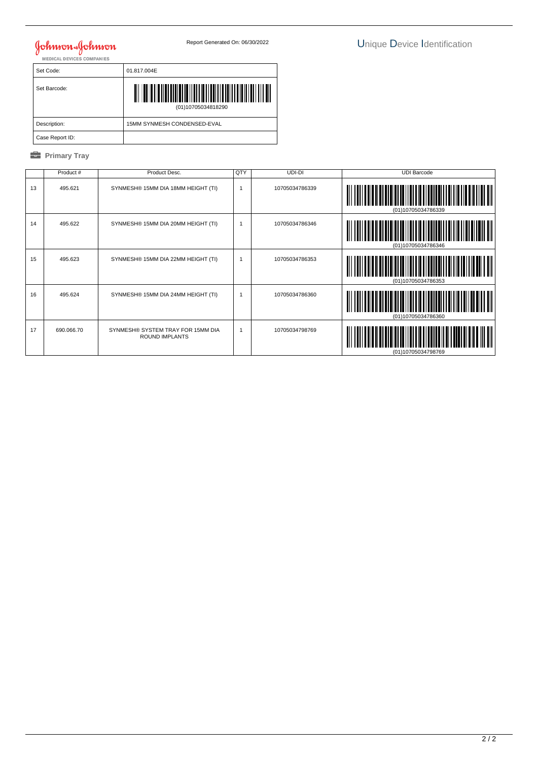Johnson & Johnson
MEDICAL DEVICES COMPANIES

Report Generated On: 06/30/2022

Unique Device Identification

| | |
|---|---|
| Set Code: | 01.817.004E |
| Set Barcode: | (01)10705034818290 |
| Description: | 15MM SYNMESH CONDENSED-EVAL |
| Case Report ID: | |

**Primary Tray**

| | Product # | Product Desc. | QTY | UDI-DI | UDI Barcode |
|---|---|---|---|---|---|
| 13 | 495.621 | SYNMESH® 15MM DIA 18MM HEIGHT (TI) | 1 | 10705034786339 | (01)10705034786339 |
| 14 | 495.622 | SYNMESH® 15MM DIA 20MM HEIGHT (TI) | 1 | 10705034786346 | (01)10705034786346 |
| 15 | 495.623 | SYNMESH® 15MM DIA 22MM HEIGHT (TI) | 1 | 10705034786353 | (01)10705034786353 |
| 16 | 495.624 | SYNMESH® 15MM DIA 24MM HEIGHT (TI) | 1 | 10705034786360 | (01)10705034786360 |
| 17 | 690.066.70 | SYNMESH® SYSTEM TRAY FOR 15MM DIA ROUND IMPLANTS | 1 | 10705034798769 | (01)10705034798769 |